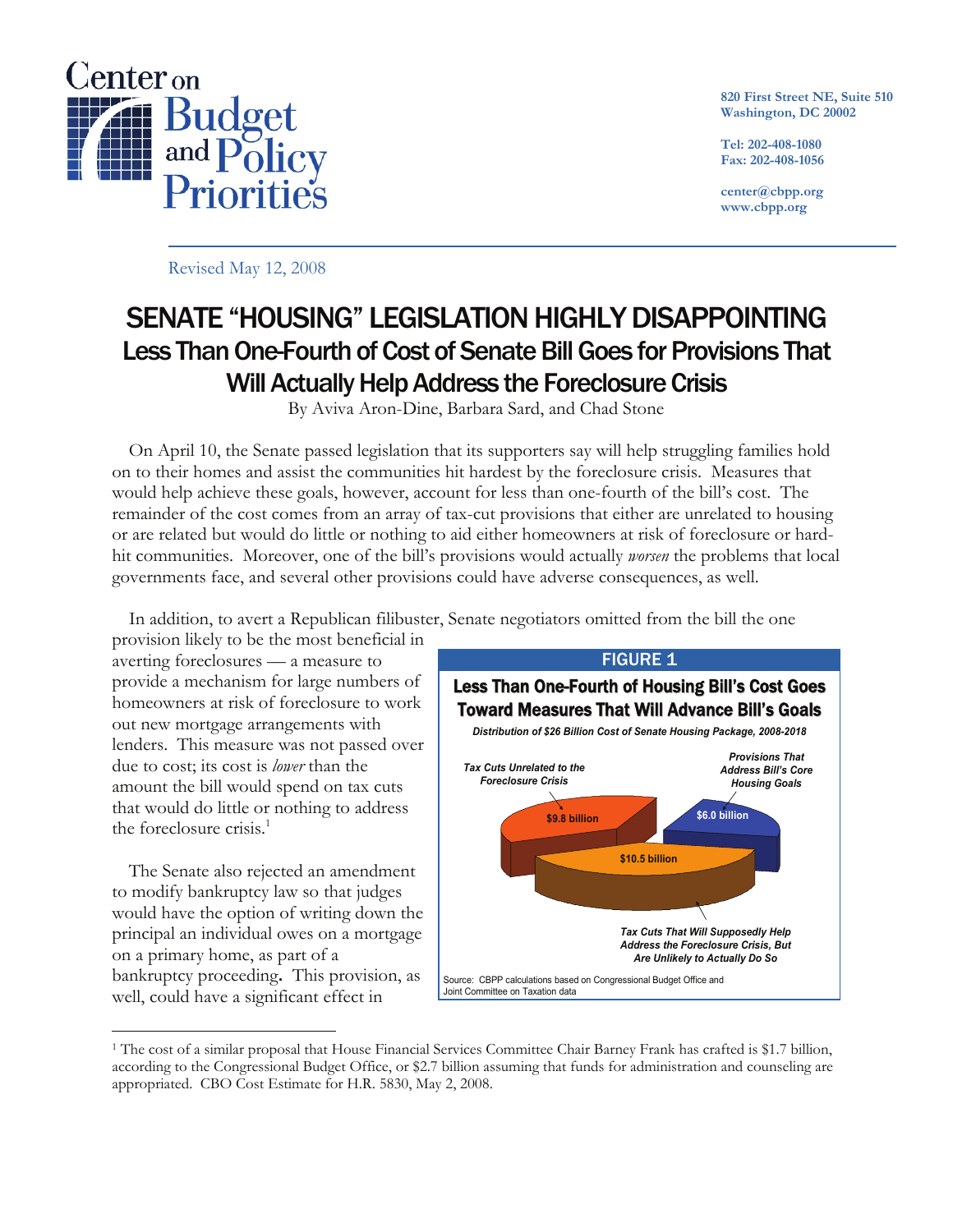Center on Budget and Policy Priorities

820 First Street NE, Suite 510
Washington, DC 20002

Tel: 202-408-1080
Fax: 202-408-1056

center@cbpp.org
www.cbpp.org

Revised May 12, 2008

# SENATE "HOUSING" LEGISLATION HIGHLY DISAPPOINTING

## Less Than One-Fourth of Cost of Senate Bill Goes for Provisions That Will Actually Help Address the Foreclosure Crisis

By Aviva Aron-Dine, Barbara Sard, and Chad Stone

On April 10, the Senate passed legislation that its supporters say will help struggling families hold on to their homes and assist the communities hit hardest by the foreclosure crisis. Measures that would help achieve these goals, however, account for less than one-fourth of the bill's cost. The remainder of the cost comes from an array of tax-cut provisions that either are unrelated to housing or are related but would do little or nothing to aid either homeowners at risk of foreclosure or hard-hit communities. Moreover, one of the bill's provisions would actually *worsen* the problems that local governments face, and several other provisions could have adverse consequences, as well.

In addition, to avert a Republican filibuster, Senate negotiators omitted from the bill the one provision likely to be the most beneficial in averting foreclosures — a measure to provide a mechanism for large numbers of homeowners at risk of foreclosure to work out new mortgage arrangements with lenders. This measure was not passed over due to cost; its cost is *lower* than the amount the bill would spend on tax cuts that would do little or nothing to address the foreclosure crisis.[1]

The Senate also rejected an amendment to modify bankruptcy law so that judges would have the option of writing down the principal an individual owes on a mortgage on a primary home, as part of a bankruptcy proceeding. This provision, as well, could have a significant effect in

**FIGURE 1**

**Less Than One-Fourth of Housing Bill's Cost Goes Toward Measures That Will Advance Bill's Goals**

*Distribution of $26 Billion Cost of Senate Housing Package, 2008-2018*

- Tax Cuts Unrelated to the Foreclosure Crisis: $9.8 billion
- Provisions That Address Bill's Core Housing Goals: $6.0 billion
- Tax Cuts That Will Supposedly Help Address the Foreclosure Crisis, But Are Unlikely to Actually Do So: $10.5 billion

Source: CBPP calculations based on Congressional Budget Office and Joint Committee on Taxation data

---

[1] The cost of a similar proposal that House Financial Services Committee Chair Barney Frank has crafted is $1.7 billion, according to the Congressional Budget Office, or $2.7 billion assuming that funds for administration and counseling are appropriated. CBO Cost Estimate for H.R. 5830, May 2, 2008.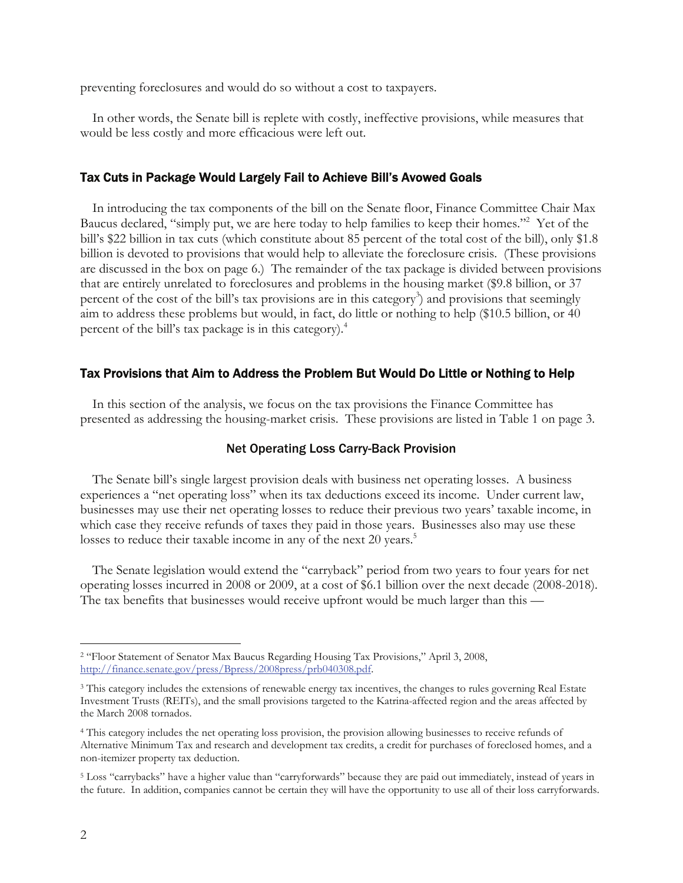preventing foreclosures and would do so without a cost to taxpayers.

In other words, the Senate bill is replete with costly, ineffective provisions, while measures that would be less costly and more efficacious were left out.

## Tax Cuts in Package Would Largely Fail to Achieve Bill's Avowed Goals

In introducing the tax components of the bill on the Senate floor, Finance Committee Chair Max Baucus declared, "simply put, we are here today to help families to keep their homes."[2] Yet of the bill's $22 billion in tax cuts (which constitute about 85 percent of the total cost of the bill), only $1.8 billion is devoted to provisions that would help to alleviate the foreclosure crisis. (These provisions are discussed in the box on page 6.) The remainder of the tax package is divided between provisions that are entirely unrelated to foreclosures and problems in the housing market ($9.8 billion, or 37 percent of the cost of the bill's tax provisions are in this category[3]) and provisions that seemingly aim to address these problems but would, in fact, do little or nothing to help ($10.5 billion, or 40 percent of the bill's tax package is in this category).[4]

## Tax Provisions that Aim to Address the Problem But Would Do Little or Nothing to Help

In this section of the analysis, we focus on the tax provisions the Finance Committee has presented as addressing the housing-market crisis. These provisions are listed in Table 1 on page 3.

### Net Operating Loss Carry-Back Provision

The Senate bill's single largest provision deals with business net operating losses. A business experiences a "net operating loss" when its tax deductions exceed its income. Under current law, businesses may use their net operating losses to reduce their previous two years' taxable income, in which case they receive refunds of taxes they paid in those years. Businesses also may use these losses to reduce their taxable income in any of the next 20 years.[5]

The Senate legislation would extend the "carryback" period from two years to four years for net operating losses incurred in 2008 or 2009, at a cost of $6.1 billion over the next decade (2008-2018). The tax benefits that businesses would receive upfront would be much larger than this —

---

[2] "Floor Statement of Senator Max Baucus Regarding Housing Tax Provisions," April 3, 2008, http://finance.senate.gov/press/Bpress/2008press/prb040308.pdf.

[3] This category includes the extensions of renewable energy tax incentives, the changes to rules governing Real Estate Investment Trusts (REITs), and the small provisions targeted to the Katrina-affected region and the areas affected by the March 2008 tornados.

[4] This category includes the net operating loss provision, the provision allowing businesses to receive refunds of Alternative Minimum Tax and research and development tax credits, a credit for purchases of foreclosed homes, and a non-itemizer property tax deduction.

[5] Loss "carrybacks" have a higher value than "carryforwards" because they are paid out immediately, instead of years in the future. In addition, companies cannot be certain they will have the opportunity to use all of their loss carryforwards.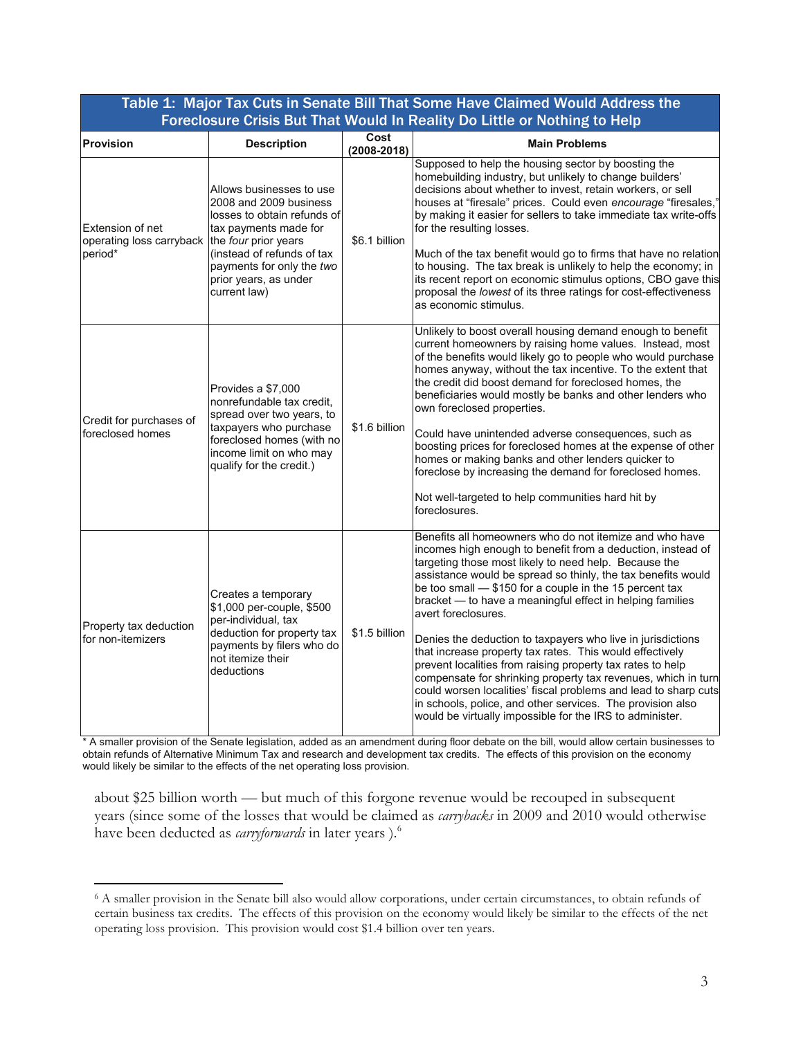| Table 1: Major Tax Cuts in Senate Bill That Some Have Claimed Would Address the Foreclosure Crisis But That Would In Reality Do Little or Nothing to Help | | | |
|---|---|---|---|
| **Provision** | **Description** | **Cost (2008-2018)** | **Main Problems** |
| Extension of net operating loss carryback period* | Allows businesses to use 2008 and 2009 business losses to obtain refunds of tax payments made for the *four* prior years (instead of refunds of tax payments for only the *two* prior years, as under current law) | $6.1 billion | Supposed to help the housing sector by boosting the homebuilding industry, but unlikely to change builders' decisions about whether to invest, retain workers, or sell houses at "firesale" prices. Could even *encourage* "firesales," by making it easier for sellers to take immediate tax write-offs for the resulting losses.<br><br>Much of the tax benefit would go to firms that have no relation to housing. The tax break is unlikely to help the economy; in its recent report on economic stimulus options, CBO gave this proposal the *lowest* of its three ratings for cost-effectiveness as economic stimulus. |
| Credit for purchases of foreclosed homes | Provides a $7,000 nonrefundable tax credit, spread over two years, to taxpayers who purchase foreclosed homes (with no income limit on who may qualify for the credit.) | $1.6 billion | Unlikely to boost overall housing demand enough to benefit current homeowners by raising home values. Instead, most of the benefits would likely go to people who would purchase homes anyway, without the tax incentive. To the extent that the credit did boost demand for foreclosed homes, the beneficiaries would mostly be banks and other lenders who own foreclosed properties.<br><br>Could have unintended adverse consequences, such as boosting prices for foreclosed homes at the expense of other homes or making banks and other lenders quicker to foreclose by increasing the demand for foreclosed homes.<br><br>Not well-targeted to help communities hard hit by foreclosures. |
| Property tax deduction for non-itemizers | Creates a temporary $1,000 per-couple, $500 per-individual, tax deduction for property tax payments by filers who do not itemize their deductions | $1.5 billion | Benefits all homeowners who do not itemize and who have incomes high enough to benefit from a deduction, instead of targeting those most likely to need help. Because the assistance would be spread so thinly, the tax benefits would be too small — $150 for a couple in the 15 percent tax bracket — to have a meaningful effect in helping families avert foreclosures.<br><br>Denies the deduction to taxpayers who live in jurisdictions that increase property tax rates. This would effectively prevent localities from raising property tax rates to help compensate for shrinking property tax revenues, which in turn could worsen localities' fiscal problems and lead to sharp cuts in schools, police, and other services. The provision also would be virtually impossible for the IRS to administer. |

\* A smaller provision of the Senate legislation, added as an amendment during floor debate on the bill, would allow certain businesses to obtain refunds of Alternative Minimum Tax and research and development tax credits. The effects of this provision on the economy would likely be similar to the effects of the net operating loss provision.

about $25 billion worth — but much of this forgone revenue would be recouped in subsequent years (since some of the losses that would be claimed as *carrybacks* in 2009 and 2010 would otherwise have been deducted as *carryforwards* in later years ).[6]

[6] A smaller provision in the Senate bill also would allow corporations, under certain circumstances, to obtain refunds of certain business tax credits. The effects of this provision on the economy would likely be similar to the effects of the net operating loss provision. This provision would cost $1.4 billion over ten years.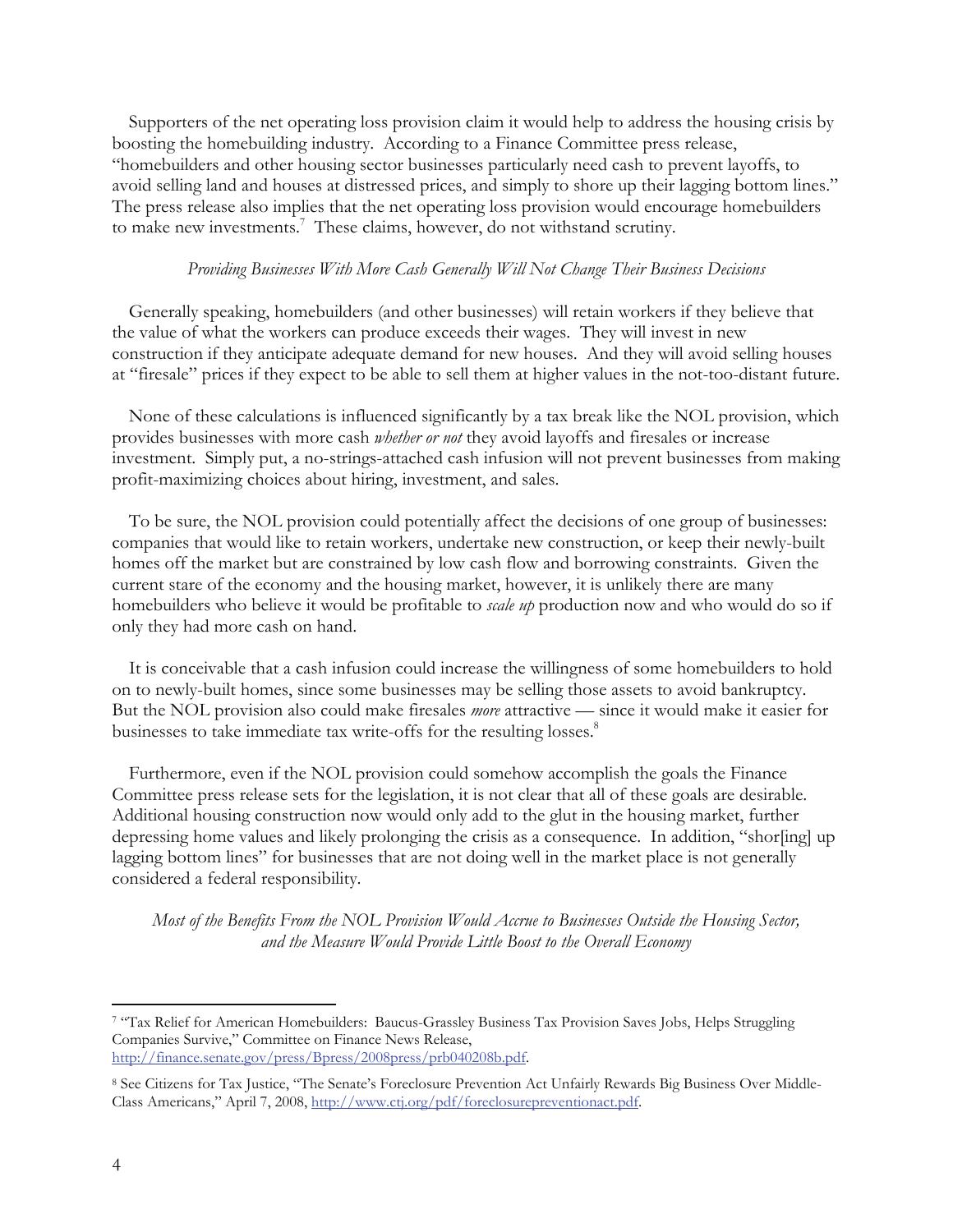Supporters of the net operating loss provision claim it would help to address the housing crisis by boosting the homebuilding industry. According to a Finance Committee press release, "homebuilders and other housing sector businesses particularly need cash to prevent layoffs, to avoid selling land and houses at distressed prices, and simply to shore up their lagging bottom lines." The press release also implies that the net operating loss provision would encourage homebuilders to make new investments.[7] These claims, however, do not withstand scrutiny.

### *Providing Businesses With More Cash Generally Will Not Change Their Business Decisions*

Generally speaking, homebuilders (and other businesses) will retain workers if they believe that the value of what the workers can produce exceeds their wages. They will invest in new construction if they anticipate adequate demand for new houses. And they will avoid selling houses at "firesale" prices if they expect to be able to sell them at higher values in the not-too-distant future.

None of these calculations is influenced significantly by a tax break like the NOL provision, which provides businesses with more cash *whether or not* they avoid layoffs and firesales or increase investment. Simply put, a no-strings-attached cash infusion will not prevent businesses from making profit-maximizing choices about hiring, investment, and sales.

To be sure, the NOL provision could potentially affect the decisions of one group of businesses: companies that would like to retain workers, undertake new construction, or keep their newly-built homes off the market but are constrained by low cash flow and borrowing constraints. Given the current stare of the economy and the housing market, however, it is unlikely there are many homebuilders who believe it would be profitable to *scale up* production now and who would do so if only they had more cash on hand.

It is conceivable that a cash infusion could increase the willingness of some homebuilders to hold on to newly-built homes, since some businesses may be selling those assets to avoid bankruptcy. But the NOL provision also could make firesales *more* attractive — since it would make it easier for businesses to take immediate tax write-offs for the resulting losses.[8]

Furthermore, even if the NOL provision could somehow accomplish the goals the Finance Committee press release sets for the legislation, it is not clear that all of these goals are desirable. Additional housing construction now would only add to the glut in the housing market, further depressing home values and likely prolonging the crisis as a consequence. In addition, "shor[ing] up lagging bottom lines" for businesses that are not doing well in the market place is not generally considered a federal responsibility.

### *Most of the Benefits From the NOL Provision Would Accrue to Businesses Outside the Housing Sector, and the Measure Would Provide Little Boost to the Overall Economy*

---

[7] "Tax Relief for American Homebuilders: Baucus-Grassley Business Tax Provision Saves Jobs, Helps Struggling Companies Survive," Committee on Finance News Release, http://finance.senate.gov/press/Bpress/2008press/prb040208b.pdf.

[8] See Citizens for Tax Justice, "The Senate's Foreclosure Prevention Act Unfairly Rewards Big Business Over Middle-Class Americans," April 7, 2008, http://www.ctj.org/pdf/foreclosurepreventionact.pdf.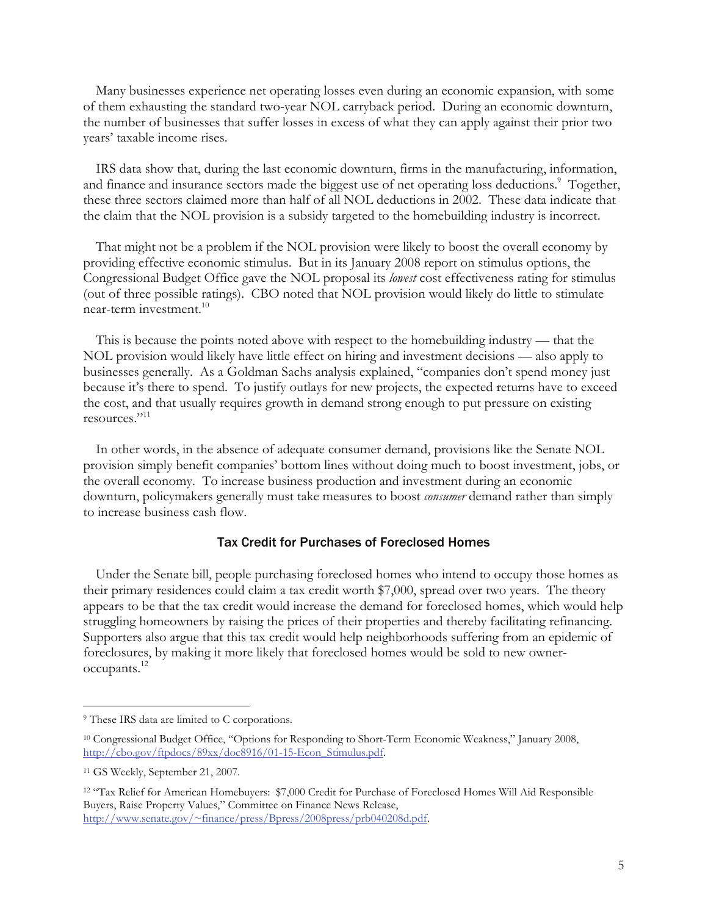Many businesses experience net operating losses even during an economic expansion, with some of them exhausting the standard two-year NOL carryback period. During an economic downturn, the number of businesses that suffer losses in excess of what they can apply against their prior two years' taxable income rises.

IRS data show that, during the last economic downturn, firms in the manufacturing, information, and finance and insurance sectors made the biggest use of net operating loss deductions.[9] Together, these three sectors claimed more than half of all NOL deductions in 2002. These data indicate that the claim that the NOL provision is a subsidy targeted to the homebuilding industry is incorrect.

That might not be a problem if the NOL provision were likely to boost the overall economy by providing effective economic stimulus. But in its January 2008 report on stimulus options, the Congressional Budget Office gave the NOL proposal its *lowest* cost effectiveness rating for stimulus (out of three possible ratings). CBO noted that NOL provision would likely do little to stimulate near-term investment.[10]

This is because the points noted above with respect to the homebuilding industry — that the NOL provision would likely have little effect on hiring and investment decisions — also apply to businesses generally. As a Goldman Sachs analysis explained, "companies don't spend money just because it's there to spend. To justify outlays for new projects, the expected returns have to exceed the cost, and that usually requires growth in demand strong enough to put pressure on existing resources."[11]

In other words, in the absence of adequate consumer demand, provisions like the Senate NOL provision simply benefit companies' bottom lines without doing much to boost investment, jobs, or the overall economy. To increase business production and investment during an economic downturn, policymakers generally must take measures to boost *consumer* demand rather than simply to increase business cash flow.

### Tax Credit for Purchases of Foreclosed Homes

Under the Senate bill, people purchasing foreclosed homes who intend to occupy those homes as their primary residences could claim a tax credit worth $7,000, spread over two years. The theory appears to be that the tax credit would increase the demand for foreclosed homes, which would help struggling homeowners by raising the prices of their properties and thereby facilitating refinancing. Supporters also argue that this tax credit would help neighborhoods suffering from an epidemic of foreclosures, by making it more likely that foreclosed homes would be sold to new owner-occupants.[12]

---

[9] These IRS data are limited to C corporations.

[10] Congressional Budget Office, "Options for Responding to Short-Term Economic Weakness," January 2008, http://cbo.gov/ftpdocs/89xx/doc8916/01-15-Econ_Stimulus.pdf.

[11] GS Weekly, September 21, 2007.

[12] "Tax Relief for American Homebuyers: $7,000 Credit for Purchase of Foreclosed Homes Will Aid Responsible Buyers, Raise Property Values," Committee on Finance News Release, http://www.senate.gov/~finance/press/Bpress/2008press/prb040208d.pdf.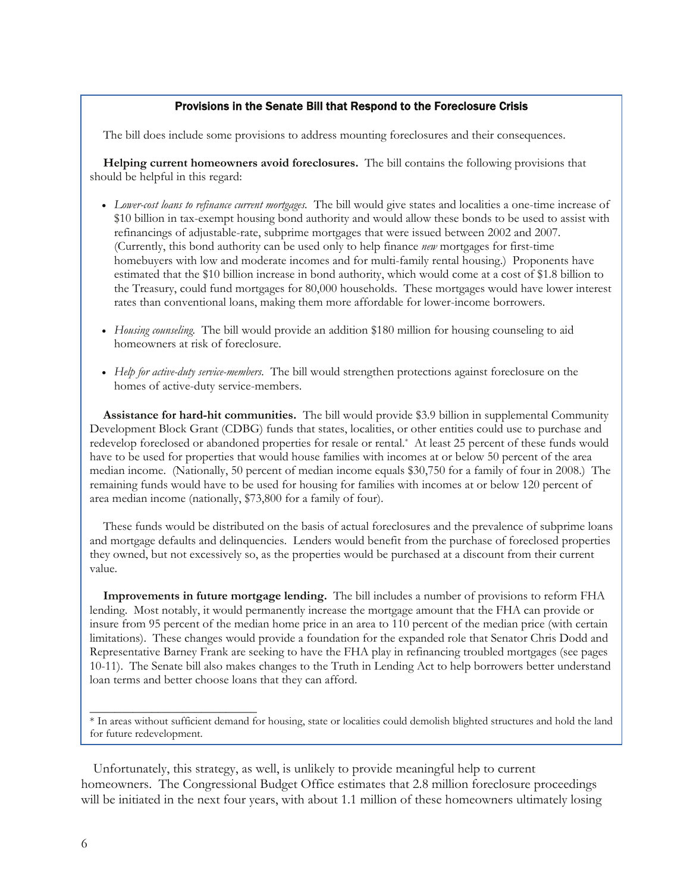### Provisions in the Senate Bill that Respond to the Foreclosure Crisis

The bill does include some provisions to address mounting foreclosures and their consequences.

**Helping current homeowners avoid foreclosures.** The bill contains the following provisions that should be helpful in this regard:

- *Lower-cost loans to refinance current mortgages.* The bill would give states and localities a one-time increase of $10 billion in tax-exempt housing bond authority and would allow these bonds to be used to assist with refinancings of adjustable-rate, subprime mortgages that were issued between 2002 and 2007. (Currently, this bond authority can be used only to help finance *new* mortgages for first-time homebuyers with low and moderate incomes and for multi-family rental housing.) Proponents have estimated that the $10 billion increase in bond authority, which would come at a cost of $1.8 billion to the Treasury, could fund mortgages for 80,000 households. These mortgages would have lower interest rates than conventional loans, making them more affordable for lower-income borrowers.
- *Housing counseling.* The bill would provide an addition $180 million for housing counseling to aid homeowners at risk of foreclosure.
- *Help for active-duty service-members.* The bill would strengthen protections against foreclosure on the homes of active-duty service-members.

**Assistance for hard-hit communities.** The bill would provide $3.9 billion in supplemental Community Development Block Grant (CDBG) funds that states, localities, or other entities could use to purchase and redevelop foreclosed or abandoned properties for resale or rental.* At least 25 percent of these funds would have to be used for properties that would house families with incomes at or below 50 percent of the area median income. (Nationally, 50 percent of median income equals $30,750 for a family of four in 2008.) The remaining funds would have to be used for housing for families with incomes at or below 120 percent of area median income (nationally, $73,800 for a family of four).

These funds would be distributed on the basis of actual foreclosures and the prevalence of subprime loans and mortgage defaults and delinquencies. Lenders would benefit from the purchase of foreclosed properties they owned, but not excessively so, as the properties would be purchased at a discount from their current value.

**Improvements in future mortgage lending.** The bill includes a number of provisions to reform FHA lending. Most notably, it would permanently increase the mortgage amount that the FHA can provide or insure from 95 percent of the median home price in an area to 110 percent of the median price (with certain limitations). These changes would provide a foundation for the expanded role that Senator Chris Dodd and Representative Barney Frank are seeking to have the FHA play in refinancing troubled mortgages (see pages 10-11). The Senate bill also makes changes to the Truth in Lending Act to help borrowers better understand loan terms and better choose loans that they can afford.

---

* In areas without sufficient demand for housing, state or localities could demolish blighted structures and hold the land for future redevelopment.

Unfortunately, this strategy, as well, is unlikely to provide meaningful help to current homeowners. The Congressional Budget Office estimates that 2.8 million foreclosure proceedings will be initiated in the next four years, with about 1.1 million of these homeowners ultimately losing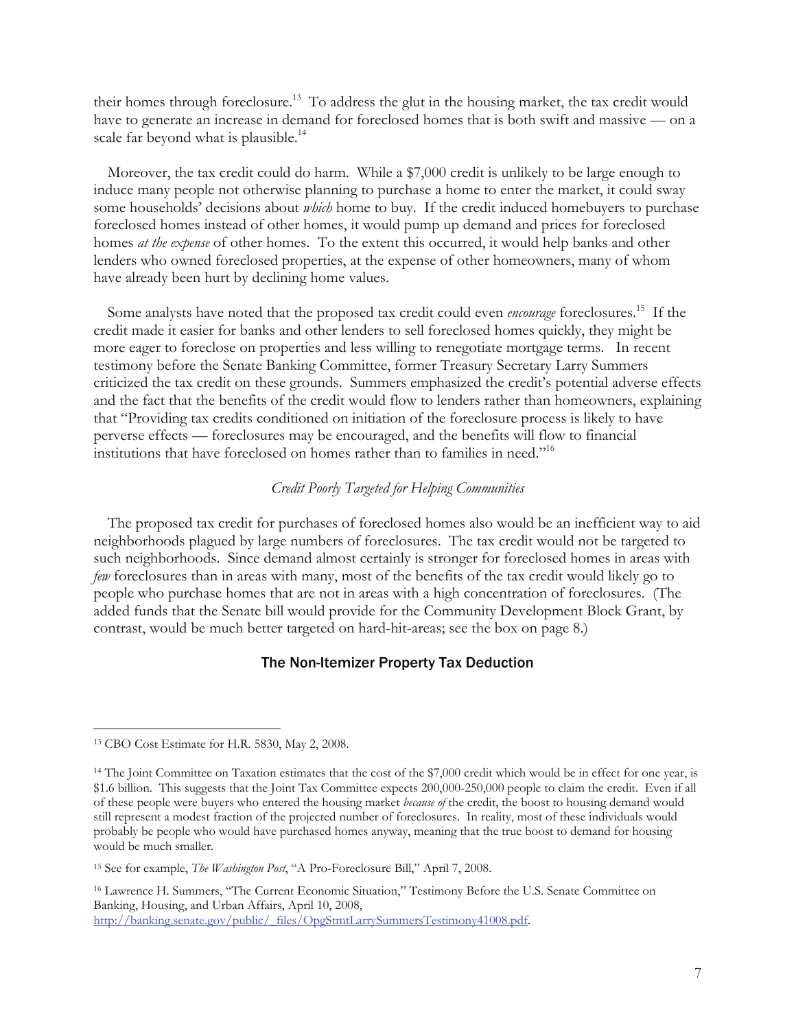their homes through foreclosure.[13] To address the glut in the housing market, the tax credit would have to generate an increase in demand for foreclosed homes that is both swift and massive — on a scale far beyond what is plausible.[14]

Moreover, the tax credit could do harm. While a $7,000 credit is unlikely to be large enough to induce many people not otherwise planning to purchase a home to enter the market, it could sway some households' decisions about *which* home to buy. If the credit induced homebuyers to purchase foreclosed homes instead of other homes, it would pump up demand and prices for foreclosed homes *at the expense* of other homes. To the extent this occurred, it would help banks and other lenders who owned foreclosed properties, at the expense of other homeowners, many of whom have already been hurt by declining home values.

Some analysts have noted that the proposed tax credit could even *encourage* foreclosures.[15] If the credit made it easier for banks and other lenders to sell foreclosed homes quickly, they might be more eager to foreclose on properties and less willing to renegotiate mortgage terms. In recent testimony before the Senate Banking Committee, former Treasury Secretary Larry Summers criticized the tax credit on these grounds. Summers emphasized the credit's potential adverse effects and the fact that the benefits of the credit would flow to lenders rather than homeowners, explaining that "Providing tax credits conditioned on initiation of the foreclosure process is likely to have perverse effects — foreclosures may be encouraged, and the benefits will flow to financial institutions that have foreclosed on homes rather than to families in need."[16]

*Credit Poorly Targeted for Helping Communities*

The proposed tax credit for purchases of foreclosed homes also would be an inefficient way to aid neighborhoods plagued by large numbers of foreclosures. The tax credit would not be targeted to such neighborhoods. Since demand almost certainly is stronger for foreclosed homes in areas with *few* foreclosures than in areas with many, most of the benefits of the tax credit would likely go to people who purchase homes that are not in areas with a high concentration of foreclosures. (The added funds that the Senate bill would provide for the Community Development Block Grant, by contrast, would be much better targeted on hard-hit-areas; see the box on page 8.)

## The Non-Itemizer Property Tax Deduction

---

[13] CBO Cost Estimate for H.R. 5830, May 2, 2008.

[14] The Joint Committee on Taxation estimates that the cost of the $7,000 credit which would be in effect for one year, is $1.6 billion. This suggests that the Joint Tax Committee expects 200,000-250,000 people to claim the credit. Even if all of these people were buyers who entered the housing market *because of* the credit, the boost to housing demand would still represent a modest fraction of the projected number of foreclosures. In reality, most of these individuals would probably be people who would have purchased homes anyway, meaning that the true boost to demand for housing would be much smaller.

[15] See for example, *The Washington Post*, "A Pro-Foreclosure Bill," April 7, 2008.

[16] Lawrence H. Summers, "The Current Economic Situation," Testimony Before the U.S. Senate Committee on Banking, Housing, and Urban Affairs, April 10, 2008, http://banking.senate.gov/public/_files/OpgStmtLarrySummersTestimony41008.pdf.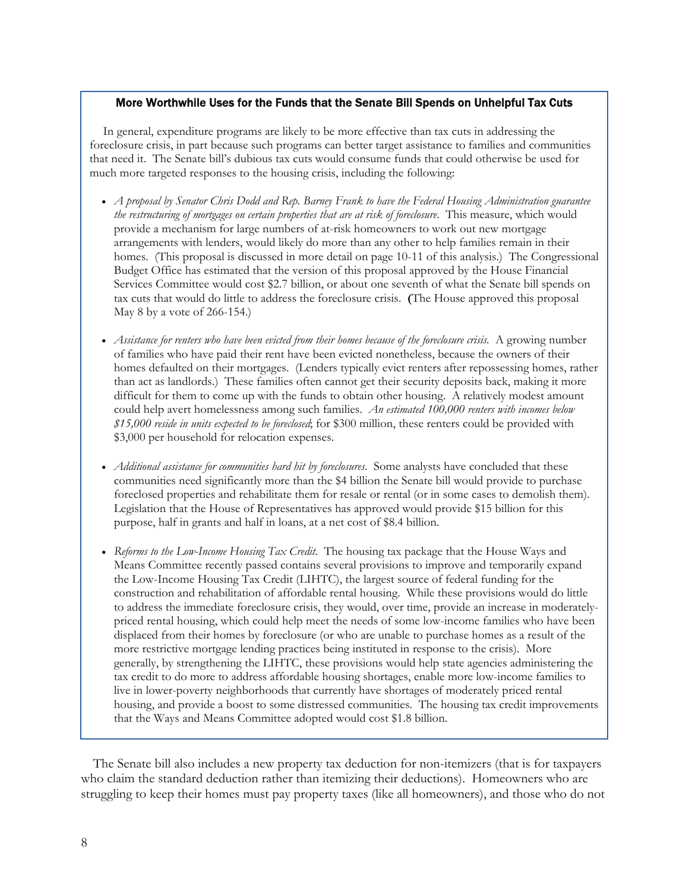### More Worthwhile Uses for the Funds that the Senate Bill Spends on Unhelpful Tax Cuts

In general, expenditure programs are likely to be more effective than tax cuts in addressing the foreclosure crisis, in part because such programs can better target assistance to families and communities that need it. The Senate bill's dubious tax cuts would consume funds that could otherwise be used for much more targeted responses to the housing crisis, including the following:

- *A proposal by Senator Chris Dodd and Rep. Barney Frank to have the Federal Housing Administration guarantee the restructuring of mortgages on certain properties that are at risk of foreclosure.* This measure, which would provide a mechanism for large numbers of at-risk homeowners to work out new mortgage arrangements with lenders, would likely do more than any other to help families remain in their homes. (This proposal is discussed in more detail on page 10-11 of this analysis.) The Congressional Budget Office has estimated that the version of this proposal approved by the House Financial Services Committee would cost $2.7 billion, or about one seventh of what the Senate bill spends on tax cuts that would do little to address the foreclosure crisis. **(**The House approved this proposal May 8 by a vote of 266-154.)

- *Assistance for renters who have been evicted from their homes because of the foreclosure crisis.* A growing number of families who have paid their rent have been evicted nonetheless, because the owners of their homes defaulted on their mortgages. (Lenders typically evict renters after repossessing homes, rather than act as landlords.) These families often cannot get their security deposits back, making it more difficult for them to come up with the funds to obtain other housing. A relatively modest amount could help avert homelessness among such families. *An estimated 100,000 renters with incomes below $15,000 reside in units expected to be foreclosed*; for $300 million, these renters could be provided with $3,000 per household for relocation expenses.

- *Additional assistance for communities hard hit by foreclosures.* Some analysts have concluded that these communities need significantly more than the $4 billion the Senate bill would provide to purchase foreclosed properties and rehabilitate them for resale or rental (or in some cases to demolish them). Legislation that the House of Representatives has approved would provide $15 billion for this purpose, half in grants and half in loans, at a net cost of $8.4 billion.

- *Reforms to the Low-Income Housing Tax Credit.* The housing tax package that the House Ways and Means Committee recently passed contains several provisions to improve and temporarily expand the Low-Income Housing Tax Credit (LIHTC), the largest source of federal funding for the construction and rehabilitation of affordable rental housing. While these provisions would do little to address the immediate foreclosure crisis, they would, over time, provide an increase in moderately-priced rental housing, which could help meet the needs of some low-income families who have been displaced from their homes by foreclosure (or who are unable to purchase homes as a result of the more restrictive mortgage lending practices being instituted in response to the crisis). More generally, by strengthening the LIHTC, these provisions would help state agencies administering the tax credit to do more to address affordable housing shortages, enable more low-income families to live in lower-poverty neighborhoods that currently have shortages of moderately priced rental housing, and provide a boost to some distressed communities. The housing tax credit improvements that the Ways and Means Committee adopted would cost $1.8 billion.

The Senate bill also includes a new property tax deduction for non-itemizers (that is for taxpayers who claim the standard deduction rather than itemizing their deductions). Homeowners who are struggling to keep their homes must pay property taxes (like all homeowners), and those who do not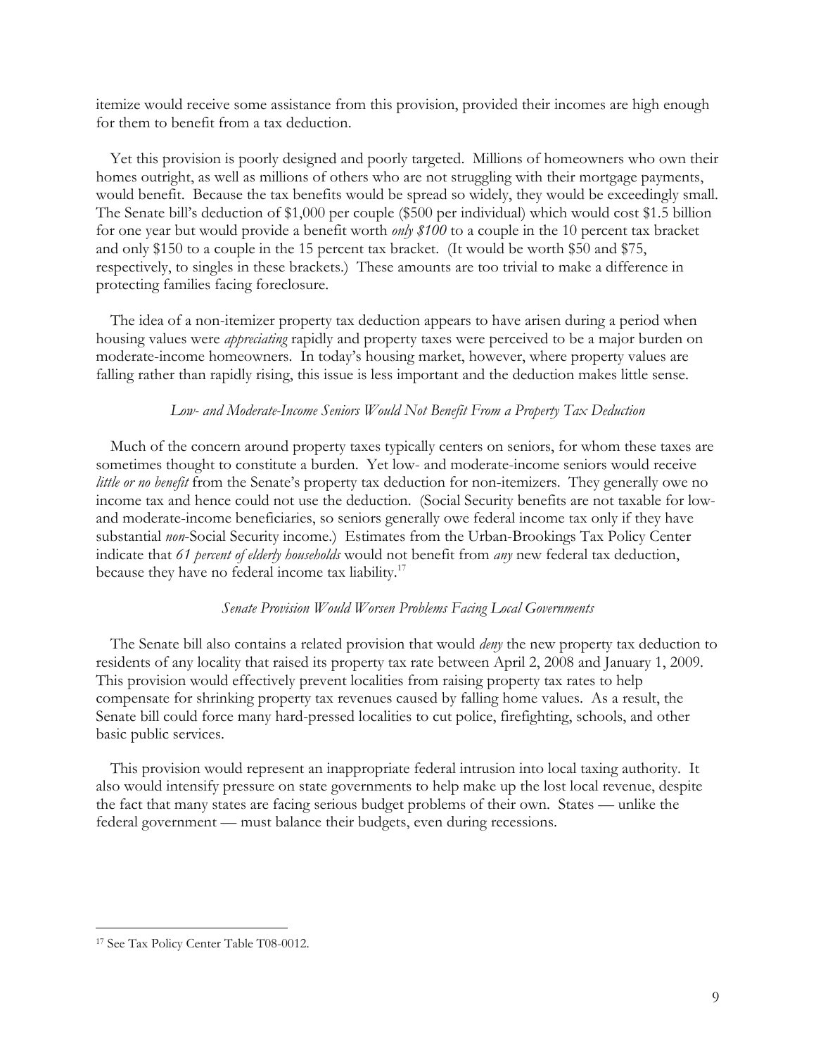itemize would receive some assistance from this provision, provided their incomes are high enough for them to benefit from a tax deduction.

Yet this provision is poorly designed and poorly targeted. Millions of homeowners who own their homes outright, as well as millions of others who are not struggling with their mortgage payments, would benefit. Because the tax benefits would be spread so widely, they would be exceedingly small. The Senate bill's deduction of $1,000 per couple ($500 per individual) which would cost $1.5 billion for one year but would provide a benefit worth *only $100* to a couple in the 10 percent tax bracket and only $150 to a couple in the 15 percent tax bracket. (It would be worth $50 and $75, respectively, to singles in these brackets.) These amounts are too trivial to make a difference in protecting families facing foreclosure.

The idea of a non-itemizer property tax deduction appears to have arisen during a period when housing values were *appreciating* rapidly and property taxes were perceived to be a major burden on moderate-income homeowners. In today's housing market, however, where property values are falling rather than rapidly rising, this issue is less important and the deduction makes little sense.

*Low- and Moderate-Income Seniors Would Not Benefit From a Property Tax Deduction*

Much of the concern around property taxes typically centers on seniors, for whom these taxes are sometimes thought to constitute a burden. Yet low- and moderate-income seniors would receive *little or no benefit* from the Senate's property tax deduction for non-itemizers. They generally owe no income tax and hence could not use the deduction. (Social Security benefits are not taxable for low- and moderate-income beneficiaries, so seniors generally owe federal income tax only if they have substantial *non*-Social Security income.) Estimates from the Urban-Brookings Tax Policy Center indicate that *61 percent of elderly households* would not benefit from *any* new federal tax deduction, because they have no federal income tax liability.[17]

*Senate Provision Would Worsen Problems Facing Local Governments*

The Senate bill also contains a related provision that would *deny* the new property tax deduction to residents of any locality that raised its property tax rate between April 2, 2008 and January 1, 2009. This provision would effectively prevent localities from raising property tax rates to help compensate for shrinking property tax revenues caused by falling home values. As a result, the Senate bill could force many hard-pressed localities to cut police, firefighting, schools, and other basic public services.

This provision would represent an inappropriate federal intrusion into local taxing authority. It also would intensify pressure on state governments to help make up the lost local revenue, despite the fact that many states are facing serious budget problems of their own. States — unlike the federal government — must balance their budgets, even during recessions.

---

[17] See Tax Policy Center Table T08-0012.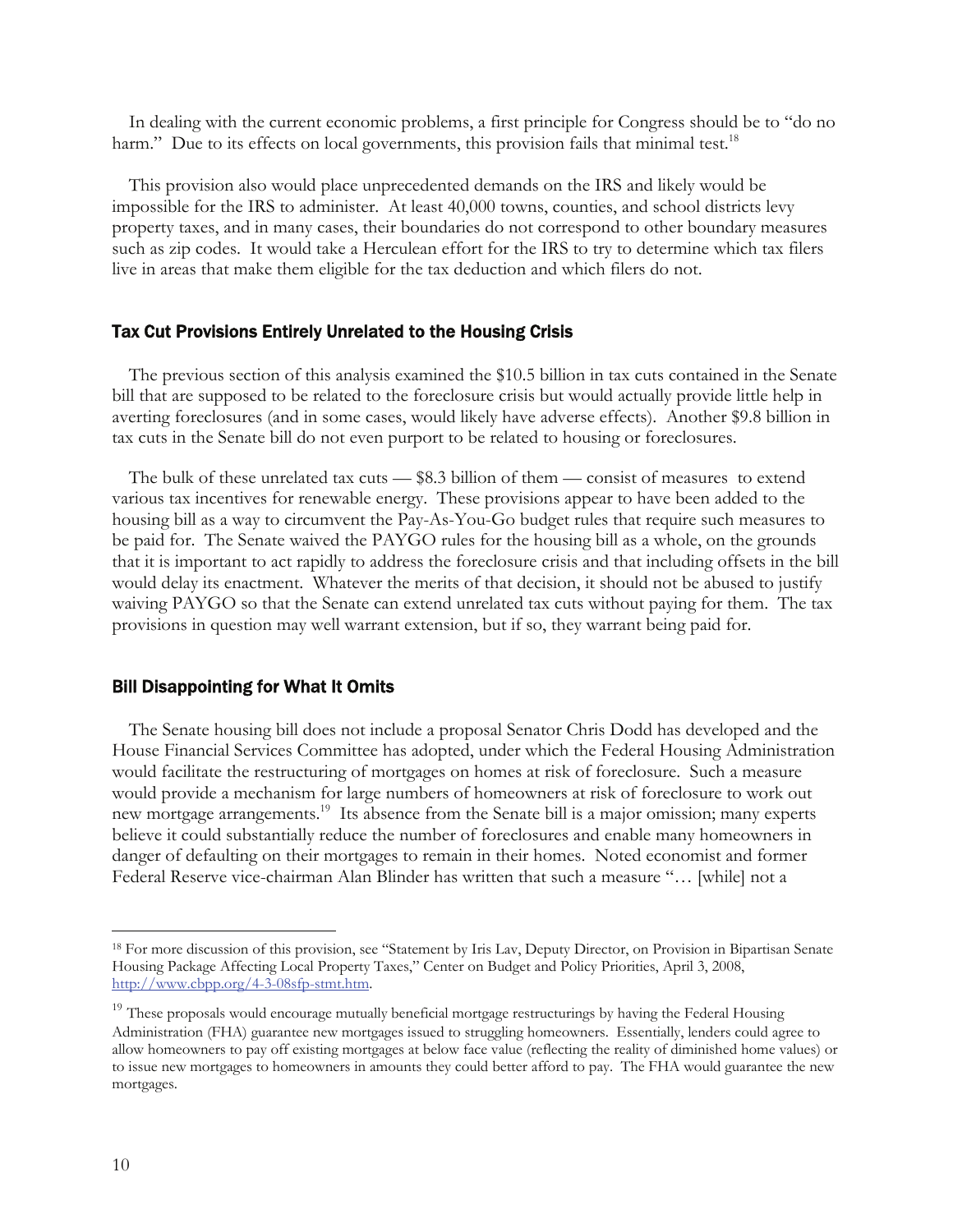In dealing with the current economic problems, a first principle for Congress should be to "do no harm." Due to its effects on local governments, this provision fails that minimal test.[18]

This provision also would place unprecedented demands on the IRS and likely would be impossible for the IRS to administer. At least 40,000 towns, counties, and school districts levy property taxes, and in many cases, their boundaries do not correspond to other boundary measures such as zip codes. It would take a Herculean effort for the IRS to try to determine which tax filers live in areas that make them eligible for the tax deduction and which filers do not.

### Tax Cut Provisions Entirely Unrelated to the Housing Crisis

The previous section of this analysis examined the $10.5 billion in tax cuts contained in the Senate bill that are supposed to be related to the foreclosure crisis but would actually provide little help in averting foreclosures (and in some cases, would likely have adverse effects). Another $9.8 billion in tax cuts in the Senate bill do not even purport to be related to housing or foreclosures.

The bulk of these unrelated tax cuts — $8.3 billion of them — consist of measures to extend various tax incentives for renewable energy. These provisions appear to have been added to the housing bill as a way to circumvent the Pay-As-You-Go budget rules that require such measures to be paid for. The Senate waived the PAYGO rules for the housing bill as a whole, on the grounds that it is important to act rapidly to address the foreclosure crisis and that including offsets in the bill would delay its enactment. Whatever the merits of that decision, it should not be abused to justify waiving PAYGO so that the Senate can extend unrelated tax cuts without paying for them. The tax provisions in question may well warrant extension, but if so, they warrant being paid for.

### Bill Disappointing for What It Omits

The Senate housing bill does not include a proposal Senator Chris Dodd has developed and the House Financial Services Committee has adopted, under which the Federal Housing Administration would facilitate the restructuring of mortgages on homes at risk of foreclosure. Such a measure would provide a mechanism for large numbers of homeowners at risk of foreclosure to work out new mortgage arrangements.[19] Its absence from the Senate bill is a major omission; many experts believe it could substantially reduce the number of foreclosures and enable many homeowners in danger of defaulting on their mortgages to remain in their homes. Noted economist and former Federal Reserve vice-chairman Alan Blinder has written that such a measure "… [while] not a

---

[18] For more discussion of this provision, see "Statement by Iris Lav, Deputy Director, on Provision in Bipartisan Senate Housing Package Affecting Local Property Taxes," Center on Budget and Policy Priorities, April 3, 2008, http://www.cbpp.org/4-3-08sfp-stmt.htm.

[19] These proposals would encourage mutually beneficial mortgage restructurings by having the Federal Housing Administration (FHA) guarantee new mortgages issued to struggling homeowners. Essentially, lenders could agree to allow homeowners to pay off existing mortgages at below face value (reflecting the reality of diminished home values) or to issue new mortgages to homeowners in amounts they could better afford to pay. The FHA would guarantee the new mortgages.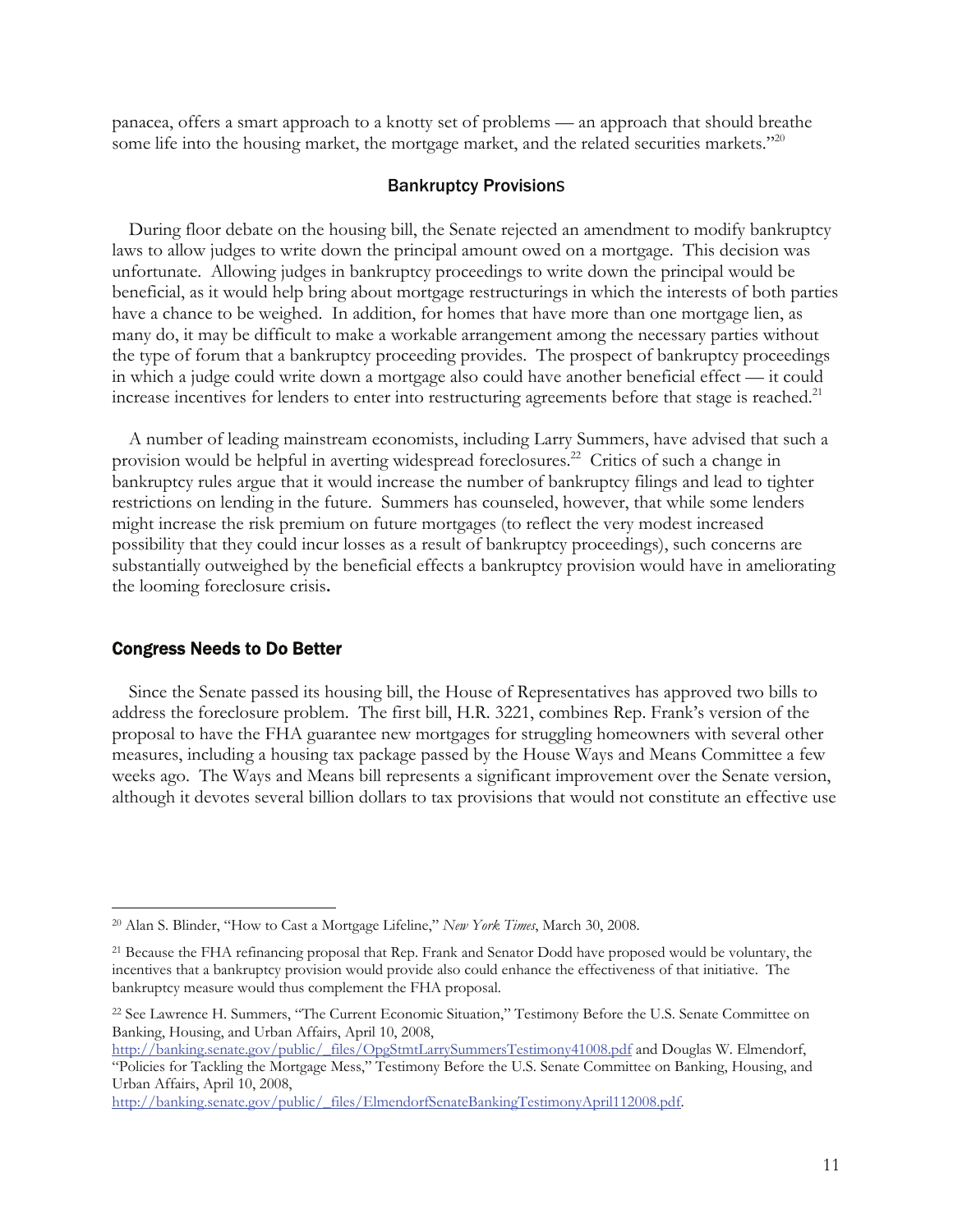panacea, offers a smart approach to a knotty set of problems — an approach that should breathe some life into the housing market, the mortgage market, and the related securities markets."[20]

### Bankruptcy Provisions

During floor debate on the housing bill, the Senate rejected an amendment to modify bankruptcy laws to allow judges to write down the principal amount owed on a mortgage. This decision was unfortunate. Allowing judges in bankruptcy proceedings to write down the principal would be beneficial, as it would help bring about mortgage restructurings in which the interests of both parties have a chance to be weighed. In addition, for homes that have more than one mortgage lien, as many do, it may be difficult to make a workable arrangement among the necessary parties without the type of forum that a bankruptcy proceeding provides. The prospect of bankruptcy proceedings in which a judge could write down a mortgage also could have another beneficial effect — it could increase incentives for lenders to enter into restructuring agreements before that stage is reached.[21]

A number of leading mainstream economists, including Larry Summers, have advised that such a provision would be helpful in averting widespread foreclosures.[22] Critics of such a change in bankruptcy rules argue that it would increase the number of bankruptcy filings and lead to tighter restrictions on lending in the future. Summers has counseled, however, that while some lenders might increase the risk premium on future mortgages (to reflect the very modest increased possibility that they could incur losses as a result of bankruptcy proceedings), such concerns are substantially outweighed by the beneficial effects a bankruptcy provision would have in ameliorating the looming foreclosure crisis**.**

## Congress Needs to Do Better

Since the Senate passed its housing bill, the House of Representatives has approved two bills to address the foreclosure problem. The first bill, H.R. 3221, combines Rep. Frank's version of the proposal to have the FHA guarantee new mortgages for struggling homeowners with several other measures, including a housing tax package passed by the House Ways and Means Committee a few weeks ago. The Ways and Means bill represents a significant improvement over the Senate version, although it devotes several billion dollars to tax provisions that would not constitute an effective use

---

[20] Alan S. Blinder, "How to Cast a Mortgage Lifeline," *New York Times*, March 30, 2008.

[21] Because the FHA refinancing proposal that Rep. Frank and Senator Dodd have proposed would be voluntary, the incentives that a bankruptcy provision would provide also could enhance the effectiveness of that initiative. The bankruptcy measure would thus complement the FHA proposal.

[22] See Lawrence H. Summers, "The Current Economic Situation," Testimony Before the U.S. Senate Committee on Banking, Housing, and Urban Affairs, April 10, 2008, http://banking.senate.gov/public/_files/OpgStmtLarrySummersTestimony41008.pdf and Douglas W. Elmendorf, "Policies for Tackling the Mortgage Mess," Testimony Before the U.S. Senate Committee on Banking, Housing, and Urban Affairs, April 10, 2008, http://banking.senate.gov/public/_files/ElmendorfSenateBankingTestimonyApril112008.pdf.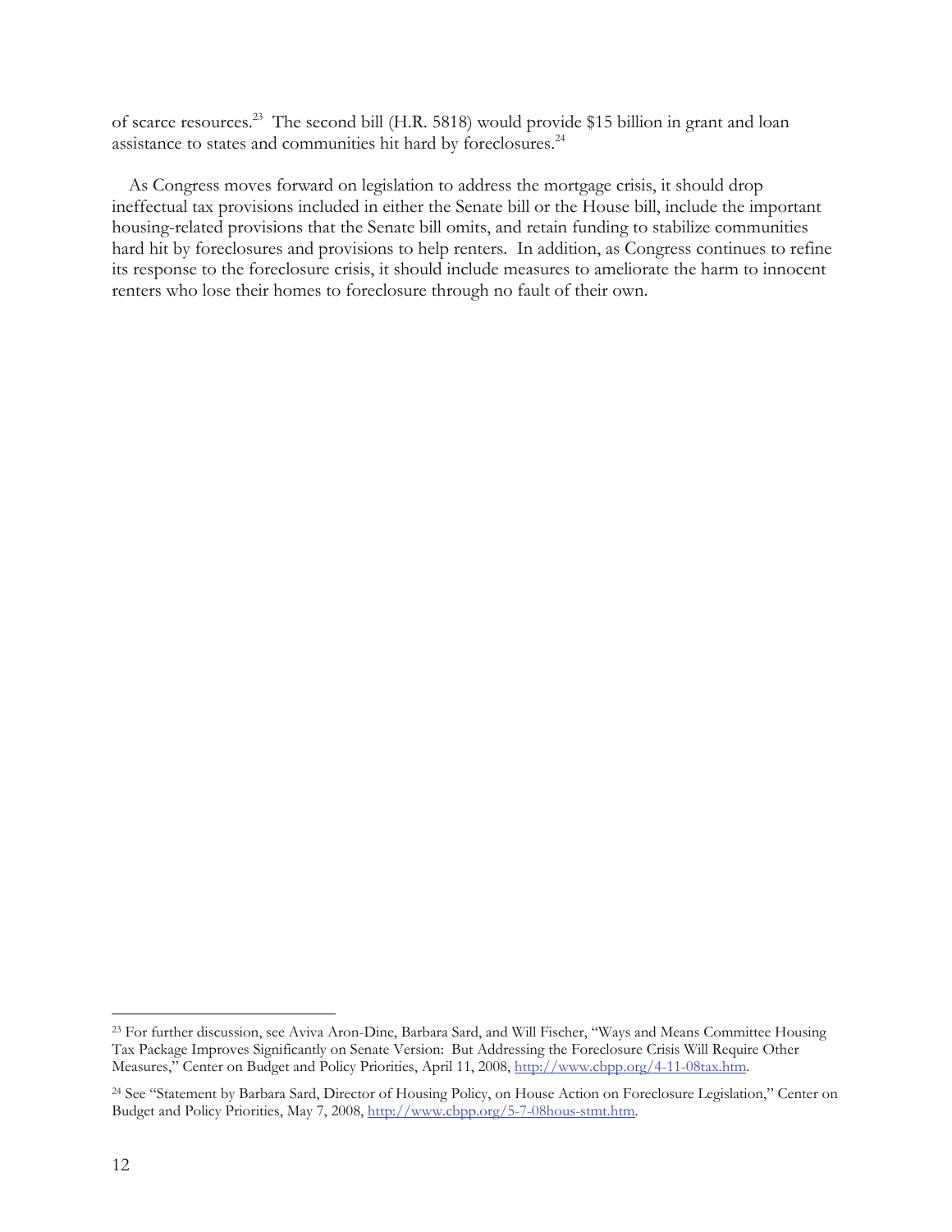of scarce resources.[23] The second bill (H.R. 5818) would provide $15 billion in grant and loan assistance to states and communities hit hard by foreclosures.[24]

As Congress moves forward on legislation to address the mortgage crisis, it should drop ineffectual tax provisions included in either the Senate bill or the House bill, include the important housing-related provisions that the Senate bill omits, and retain funding to stabilize communities hard hit by foreclosures and provisions to help renters. In addition, as Congress continues to refine its response to the foreclosure crisis, it should include measures to ameliorate the harm to innocent renters who lose their homes to foreclosure through no fault of their own.

---

[23] For further discussion, see Aviva Aron-Dine, Barbara Sard, and Will Fischer, "Ways and Means Committee Housing Tax Package Improves Significantly on Senate Version: But Addressing the Foreclosure Crisis Will Require Other Measures," Center on Budget and Policy Priorities, April 11, 2008, http://www.cbpp.org/4-11-08tax.htm.

[24] See "Statement by Barbara Sard, Director of Housing Policy, on House Action on Foreclosure Legislation," Center on Budget and Policy Priorities, May 7, 2008, http://www.cbpp.org/5-7-08hous-stmt.htm.